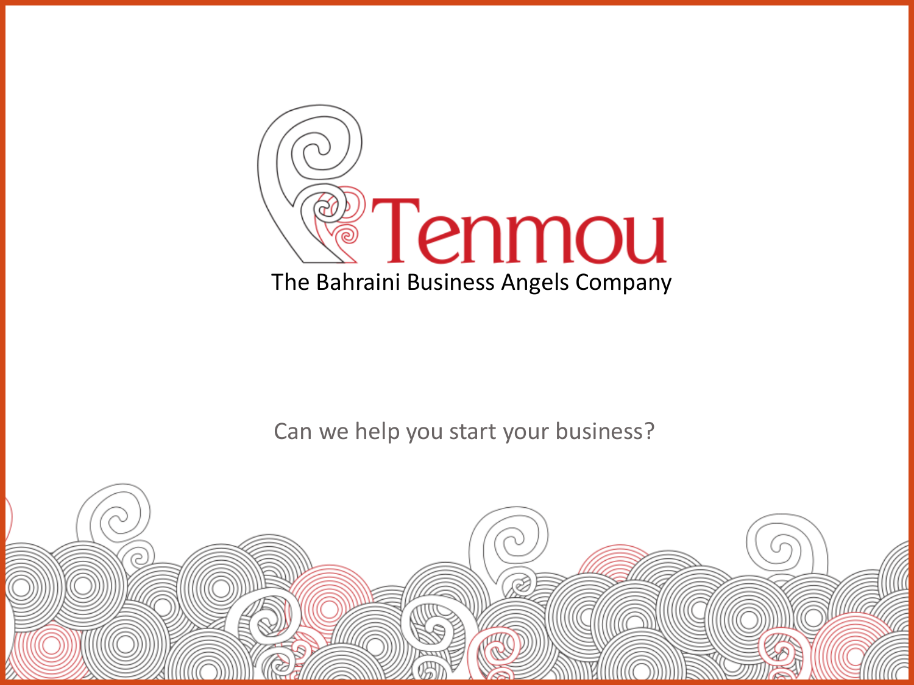# Tenmou

The Bahraini Business Angels Company

Can we help you start your business?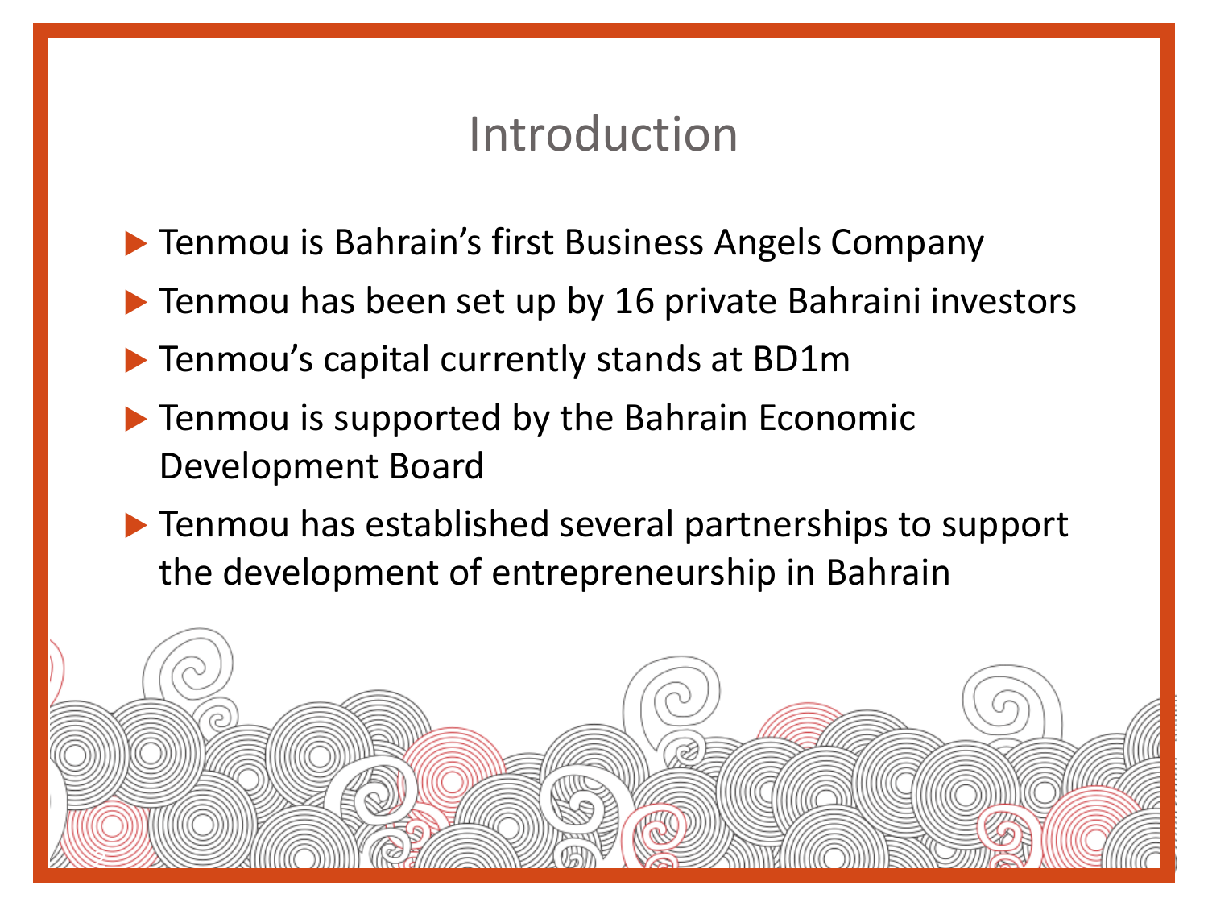# Introduction

- Tenmou is Bahrain's first Business Angels Company
- Tenmou has been set up by 16 private Bahraini investors
- Tenmou's capital currently stands at BD1m
- Tenmou is supported by the Bahrain Economic Development Board
- Tenmou has established several partnerships to support the development of entrepreneurship in Bahrain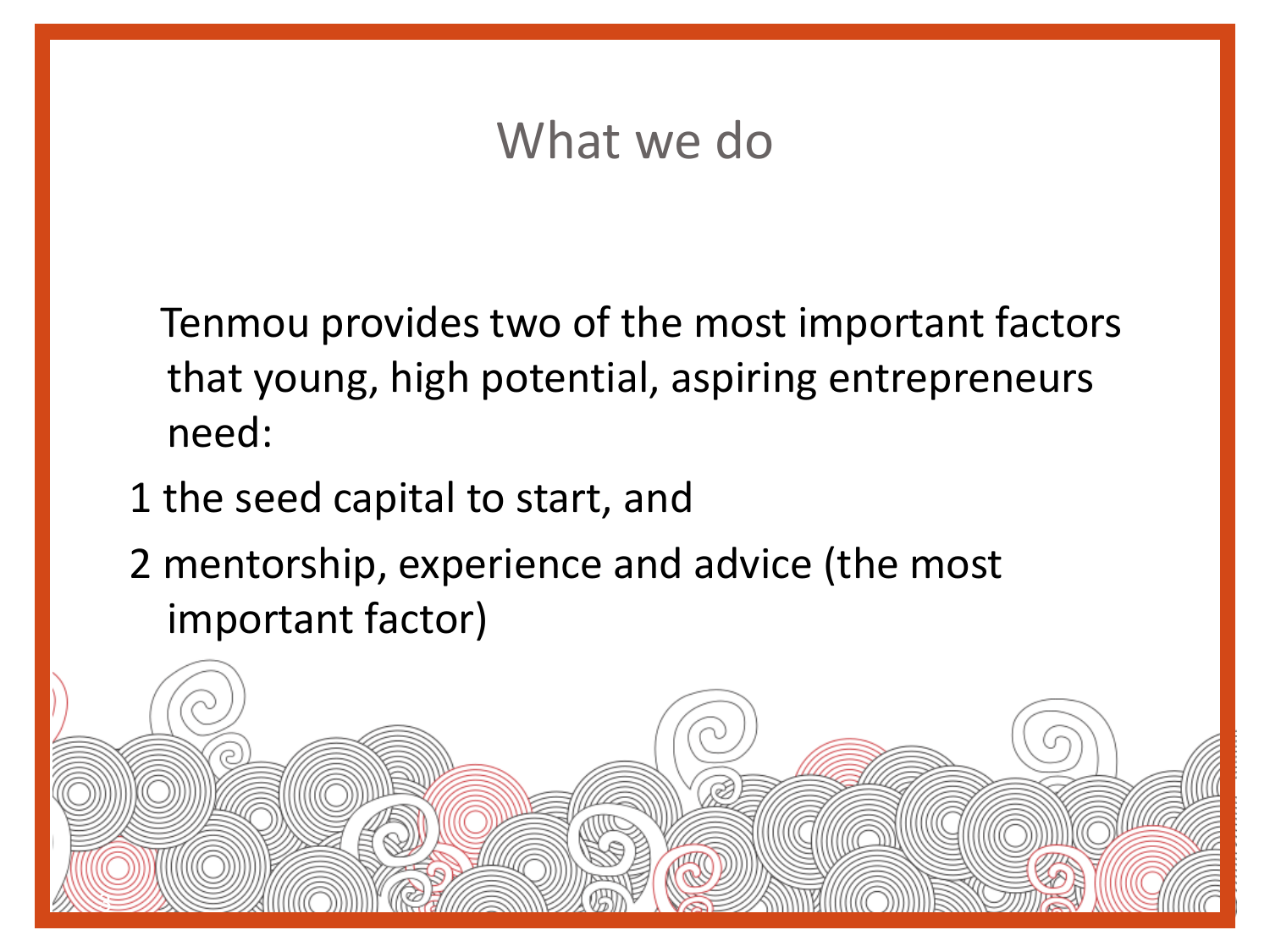# What we do

Tenmou provides two of the most important factors that young, high potential, aspiring entrepreneurs need:

1 the seed capital to start, and

2 mentorship, experience and advice (the most important factor)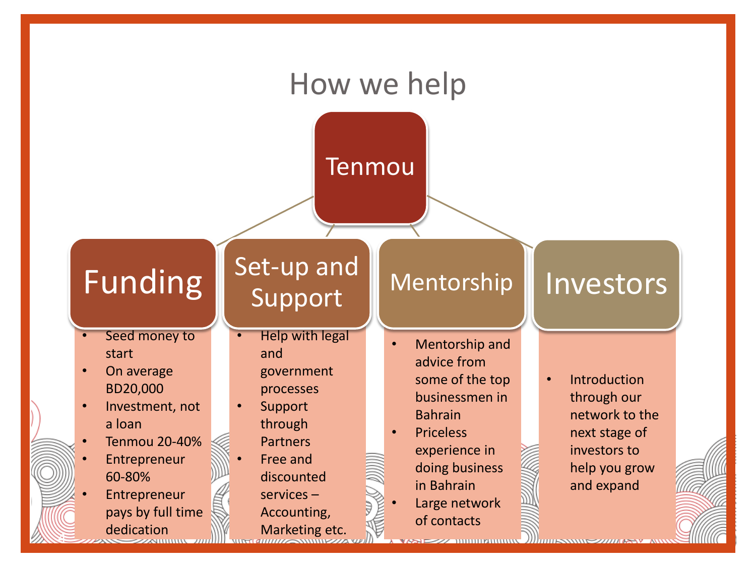# How we help

## Tenmou

### Funding

- Seed money to start
- On average BD20,000
- Investment, not a loan
- Tenmou 20-40%
- Entrepreneur 60-80%
- Entrepreneur pays by full time dedication

### Set-up and Support

- Help with legal and government processes
- Support through Partners
- Free and discounted services – Accounting, Marketing etc.

### Mentorship

- Mentorship and advice from some of the top businessmen in Bahrain
- Priceless experience in doing business in Bahrain
- Large network of contacts

### Investors

- Introduction through our network to the next stage of investors to help you grow and expand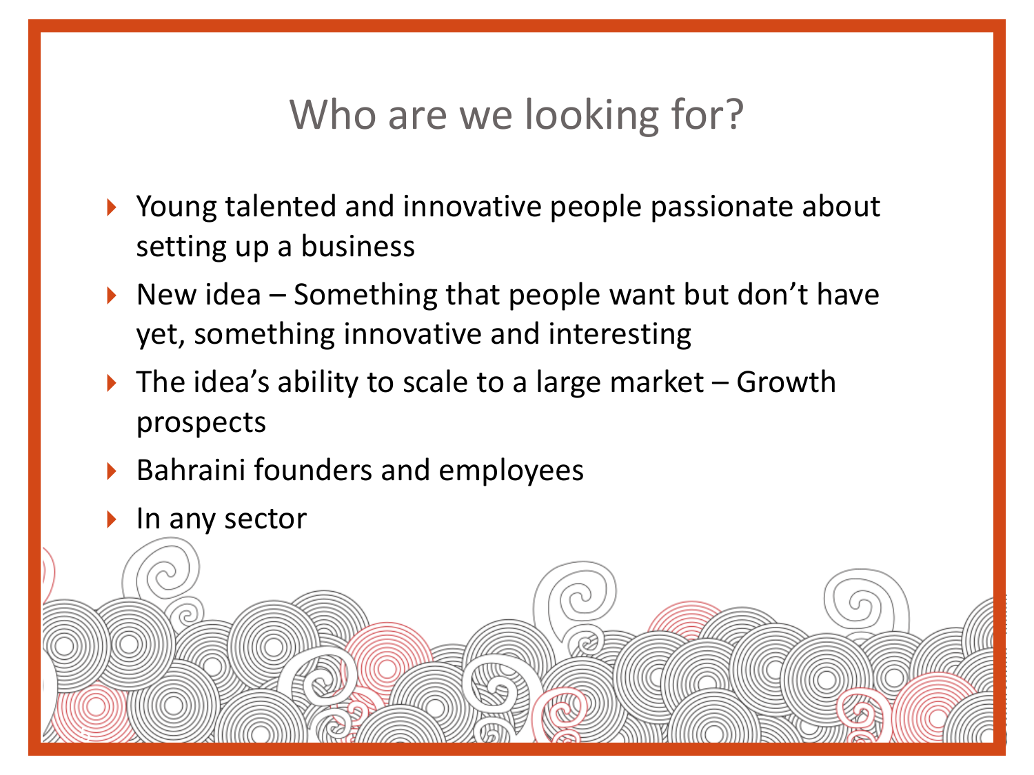# Who are we looking for?

- Young talented and innovative people passionate about setting up a business
- New idea – Something that people want but don't have yet, something innovative and interesting
- The idea's ability to scale to a large market – Growth prospects
- Bahraini founders and employees
- In any sector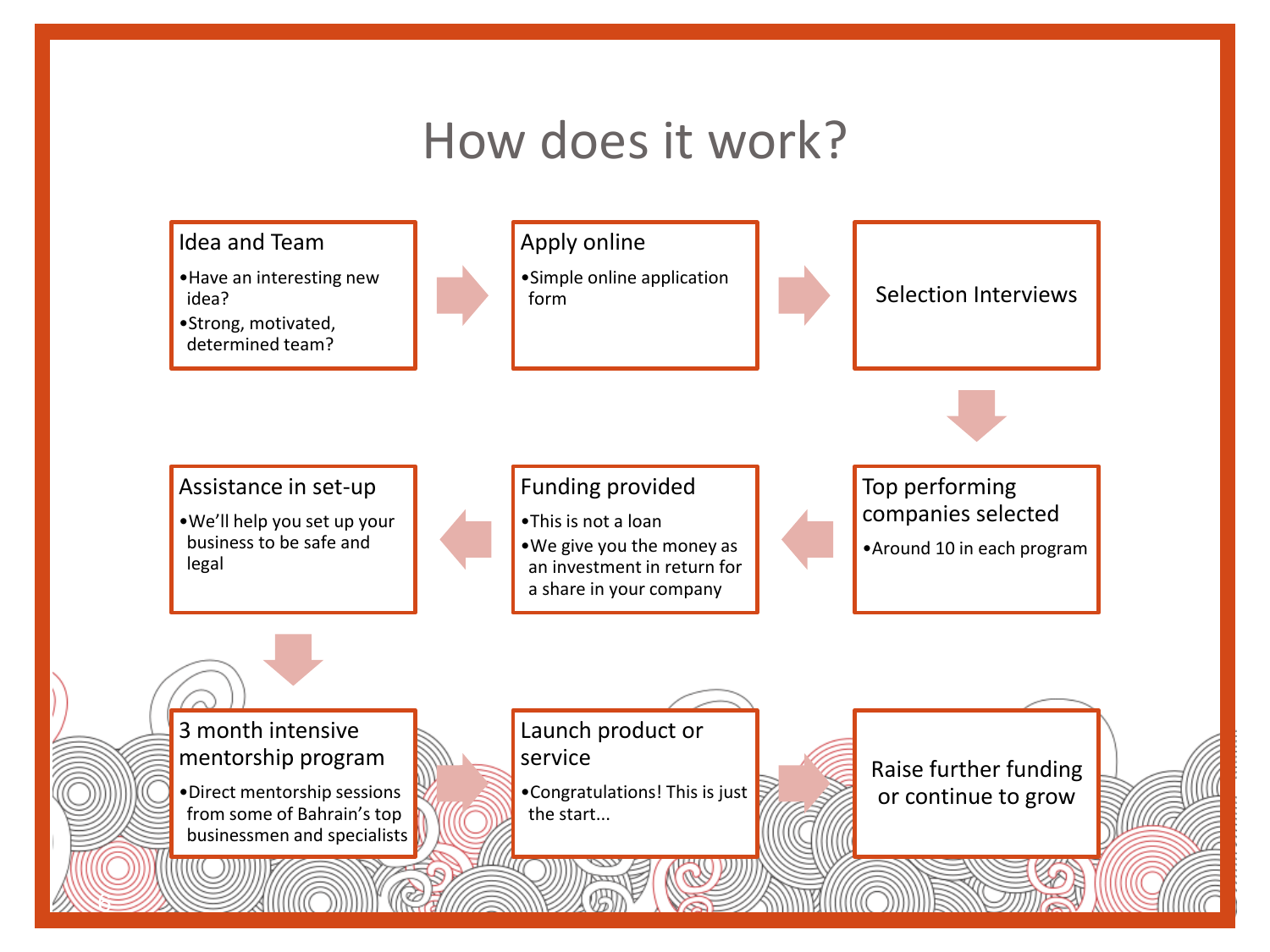# How does it work?

### Idea and Team

- Have an interesting new idea?
- Strong, motivated, determined team?

### Apply online

- Simple online application form

### Selection Interviews

### Top performing companies selected

- Around 10 in each program

### Funding provided

- This is not a loan
- We give you the money as an investment in return for a share in your company

### Assistance in set-up

- We'll help you set up your business to be safe and legal

### 3 month intensive mentorship program

- Direct mentorship sessions from some of Bahrain's top businessmen and specialists

### Launch product or service

- Congratulations! This is just the start...

### Raise further funding or continue to grow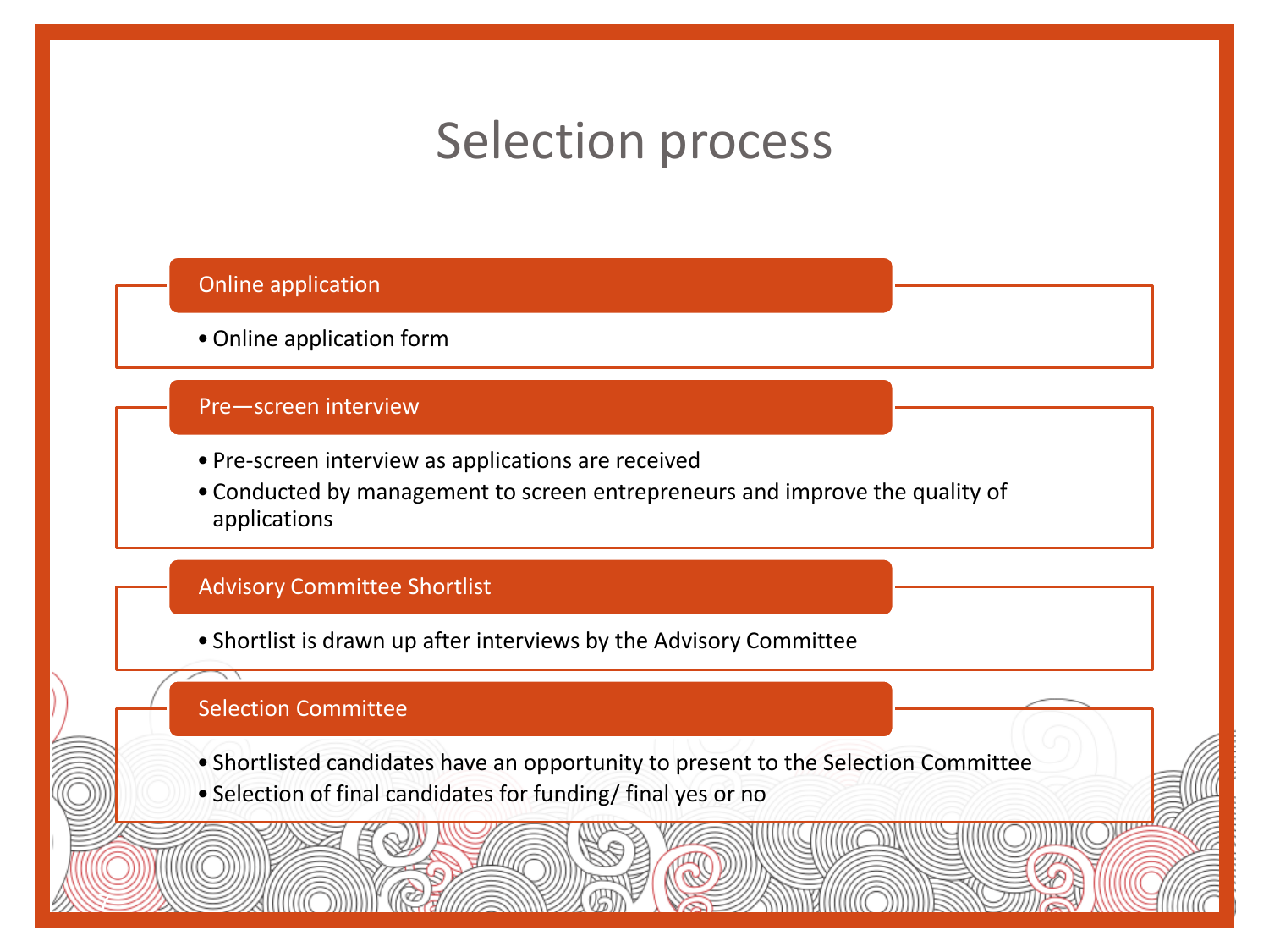# Selection process

### Online application

- Online application form

### Pre—screen interview

- Pre-screen interview as applications are received
- Conducted by management to screen entrepreneurs and improve the quality of applications

### Advisory Committee Shortlist

- Shortlist is drawn up after interviews by the Advisory Committee

### Selection Committee

- Shortlisted candidates have an opportunity to present to the Selection Committee
- Selection of final candidates for funding/ final yes or no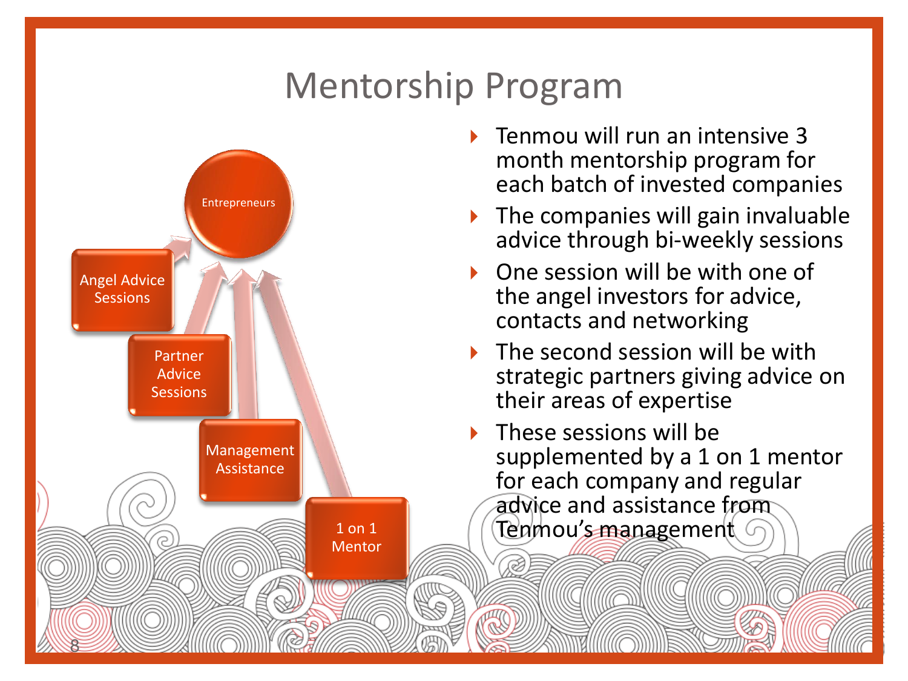# Mentorship Program

Entrepreneurs

Angel Advice Sessions

Partner Advice Sessions

Management Assistance

1 on 1 Mentor

- Tenmou will run an intensive 3 month mentorship program for each batch of invested companies
- The companies will gain invaluable advice through bi-weekly sessions
- One session will be with one of the angel investors for advice, contacts and networking
- The second session will be with strategic partners giving advice on their areas of expertise
- These sessions will be supplemented by a 1 on 1 mentor for each company and regular advice and assistance from Tenmou's management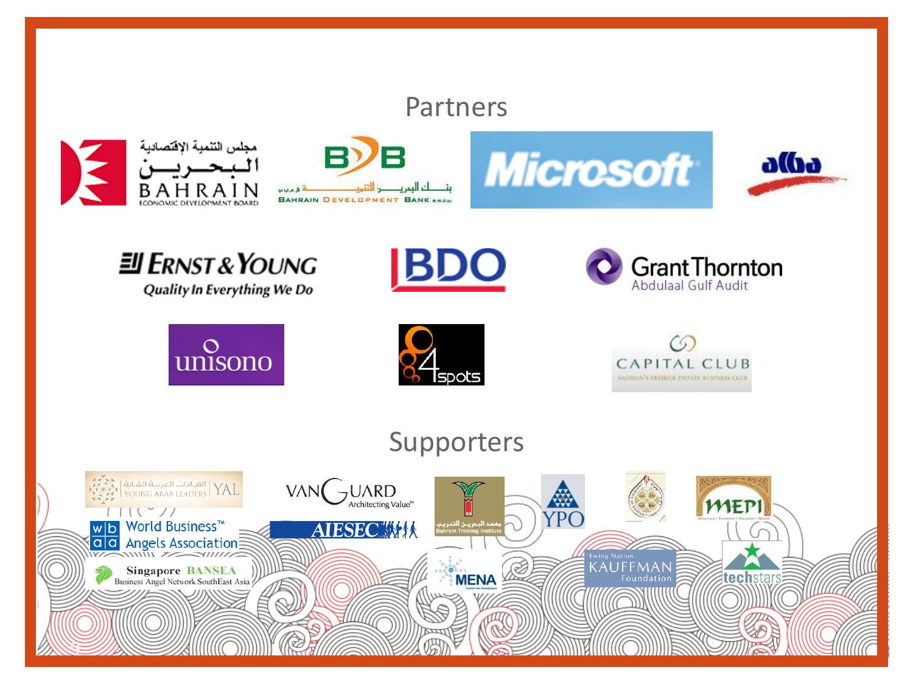## Partners

مجلس التنمية الإقتصادية البحرين BAHRAIN ECONOMIC DEVELOPMENT BOARD

BDB بنك البحرين للتنمية BAHRAIN DEVELOPMENT BANK

Microsoft

alba

ERNST & YOUNG Quality In Everything We Do

BDO

Grant Thornton Abdulaal Gulf Audit

unisono

4spots

CAPITAL CLUB

## Supporters

القيادات العربية الشابة YOUNG ARAB LEADERS YAL

World Business™ Angels Association

Singapore BANSEA Business Angel Network SouthEast Asia

VANGUARD Architecting Value™

AIESEC

معهد البحرين للتدريب Bahrain Training Institute

YPO

MEPI

MENA

Ewing Marion KAUFFMAN Foundation

techstars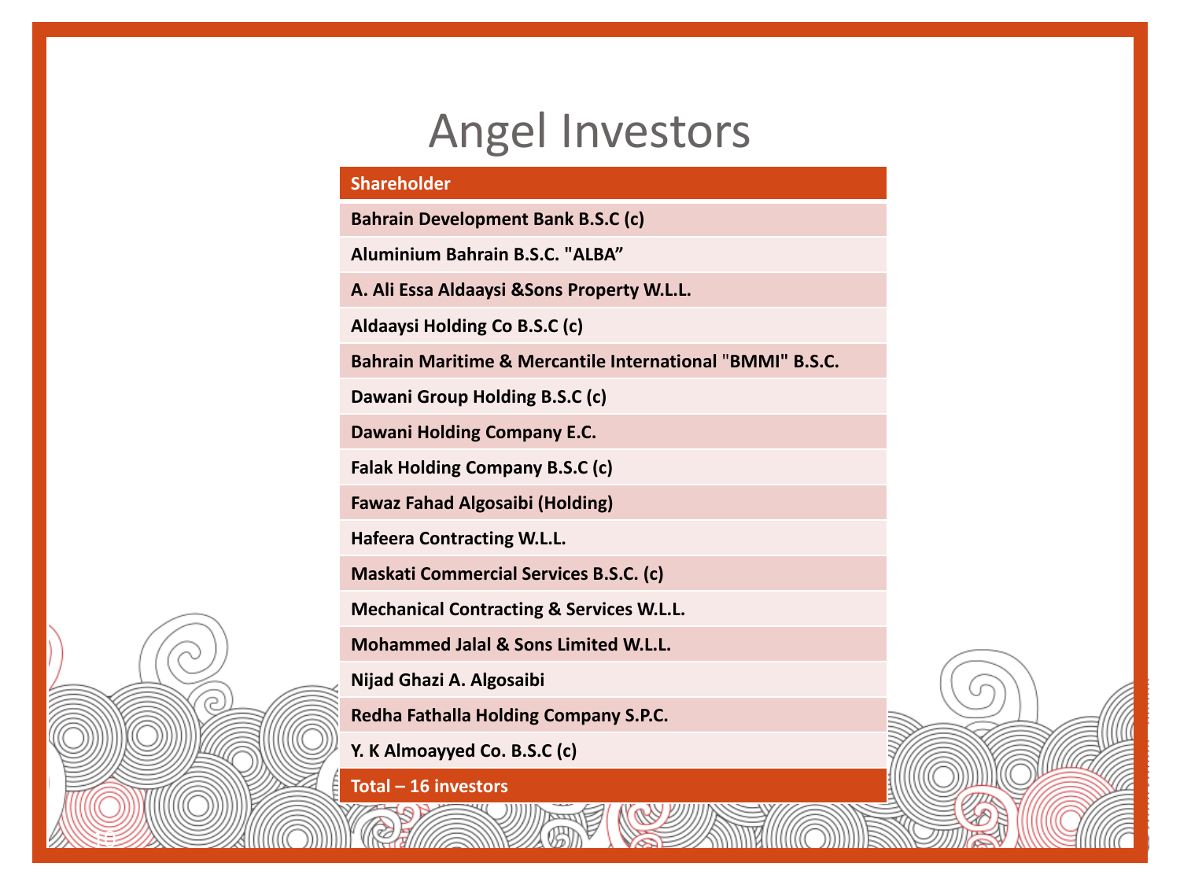# Angel Investors

| Shareholder |
| --- |
| Bahrain Development Bank B.S.C (c) |
| Aluminium Bahrain B.S.C. "ALBA” |
| A. Ali Essa Aldaaysi &Sons Property W.L.L. |
| Aldaaysi Holding Co B.S.C (c) |
| Bahrain Maritime & Mercantile International "BMMI" B.S.C. |
| Dawani Group Holding B.S.C (c) |
| Dawani Holding Company E.C. |
| Falak Holding Company B.S.C (c) |
| Fawaz Fahad Algosaibi (Holding) |
| Hafeera Contracting W.L.L. |
| Maskati Commercial Services B.S.C. (c) |
| Mechanical Contracting & Services W.L.L. |
| Mohammed Jalal & Sons Limited W.L.L. |
| Nijad Ghazi A. Algosaibi |
| Redha Fathalla Holding Company S.P.C. |
| Y. K Almoayyed Co. B.S.C (c) |
| Total – 16 investors |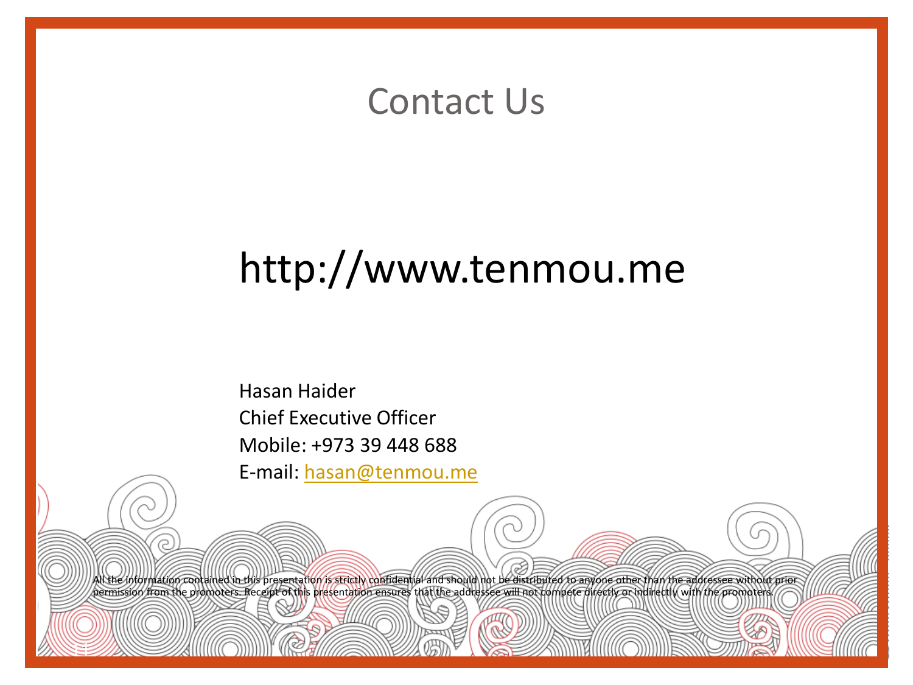# Contact Us

http://www.tenmou.me

Hasan Haider
Chief Executive Officer
Mobile: +973 39 448 688
E-mail: hasan@tenmou.me

All the information contained in this presentation is strictly confidential and should not be distributed to anyone other than the addressee without prior permission from the promoters. Receipt of this presentation ensures that the addressee will not compete directly or indirectly with the promoters.